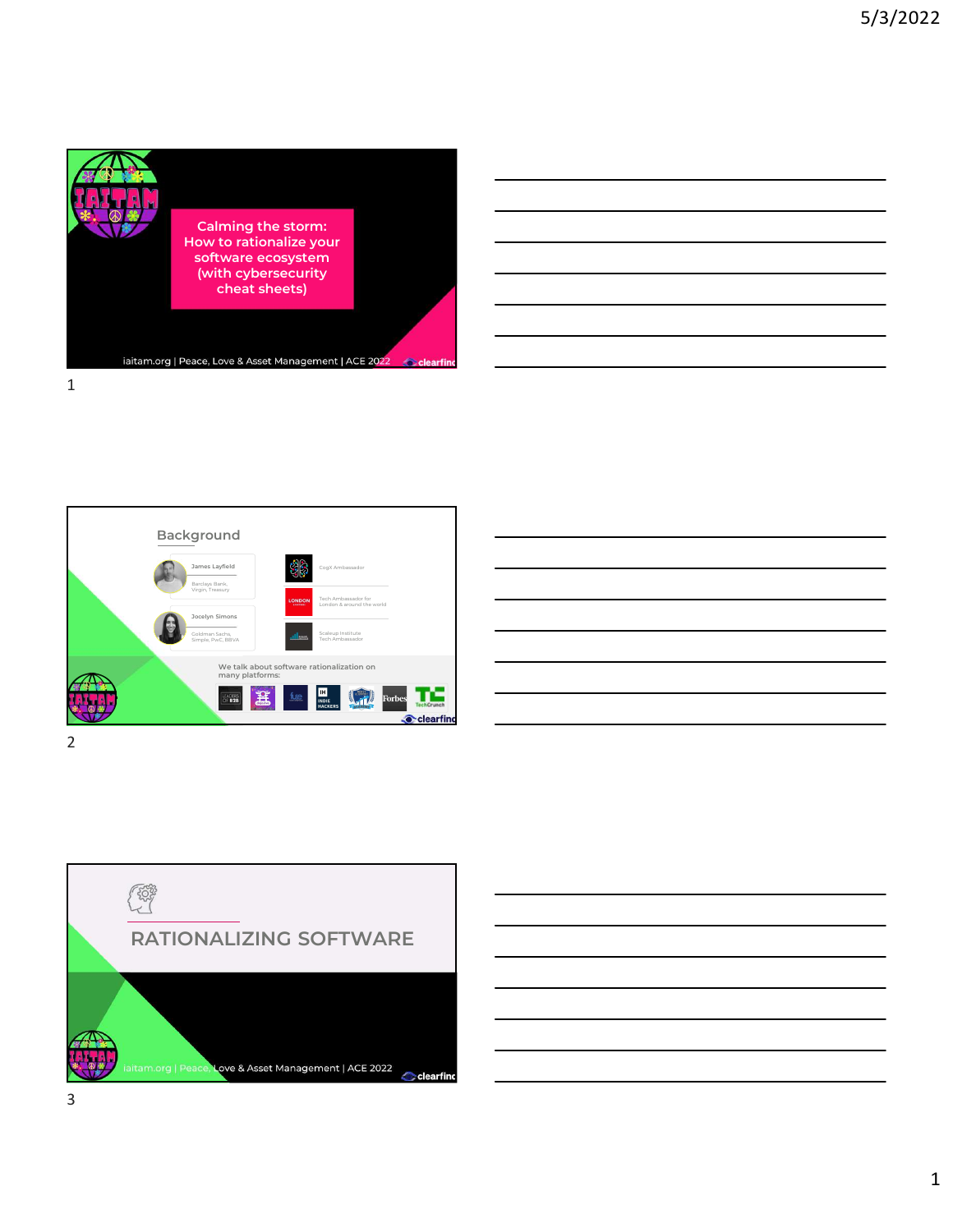Calming the storm: How to rationalize your software ecosystem (with cybersecurity cheat sheets)

iaitam.org | Peace, Love & Asset Management | ACE 2022

clearfind

## Background

James Layfield

Barclays Bank, Virgin, Treasury

Jocelyn Simons

Goldman Sachs, Simple, PwC, BBVA

CogX Ambassador

Tech Ambassador for London & around the world

Scaleup Institute Tech Ambassador

We talk about software rationalization on many platforms:

clearfind

## RATIONALIZING SOFTWARE

iaitam.org | Peace, Love & Asset Management | ACE 2022

clearfind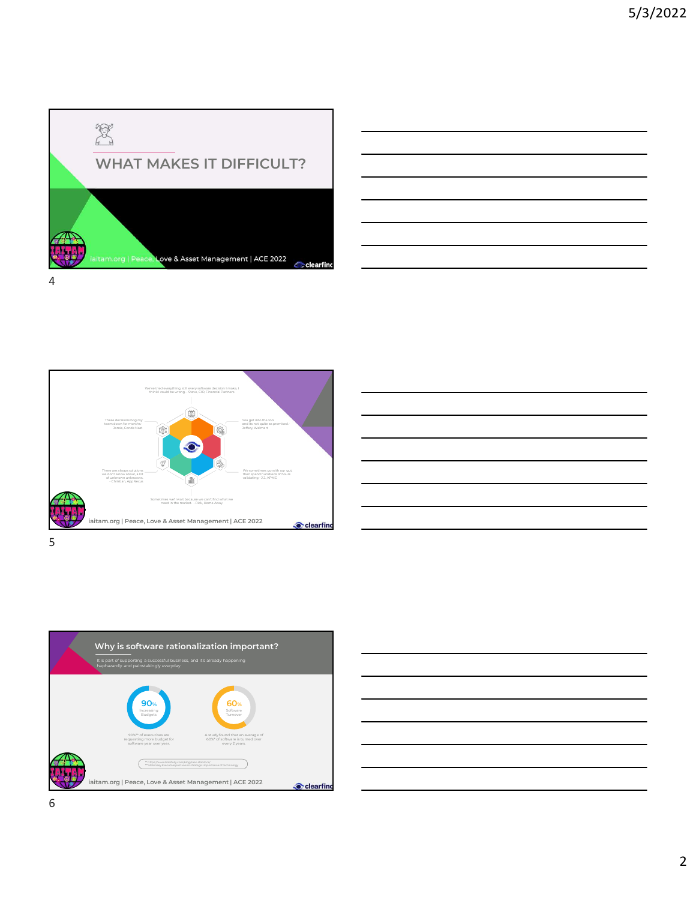## WHAT MAKES IT DIFFICULT?

iaitam.org | Peace, Love & Asset Management | ACE 2022

---

We've tried everything, still every software decision I make, I think I could be wrong. - Steve, CIO, FinancialPartners

These decisions bog my team down for months - Jamie, Conde Nast

You get into the tool and its not quite as promised - Jeffery, Walmart

There are always solutions we don't know about, a lot of unknown unknowns - Christian, AppNexus

We sometimes go with our gut then spend hundreds of hours validating - J.J., KPMG

Sometimes we'll wait because we can't find what we need in the market. - Rick, Home Away

iaitam.org | Peace, Love & Asset Management | ACE 2022

---

## Why is software rationalization important?

It is part of supporting a successful business, and it's already happening haphazardly and painstakingly everyday

**90%** Increasing Budgets

90%* of executives are requesting more budget for software year over year.

**60%** Software Turnover

A study found that an average of 60%* of software is turned over every 2 years.

*https://www.tridelity.com/blog/saas-statistics/
**mckinsey.biz/executive/potential-strategic-importance/technology

iaitam.org | Peace, Love & Asset Management | ACE 2022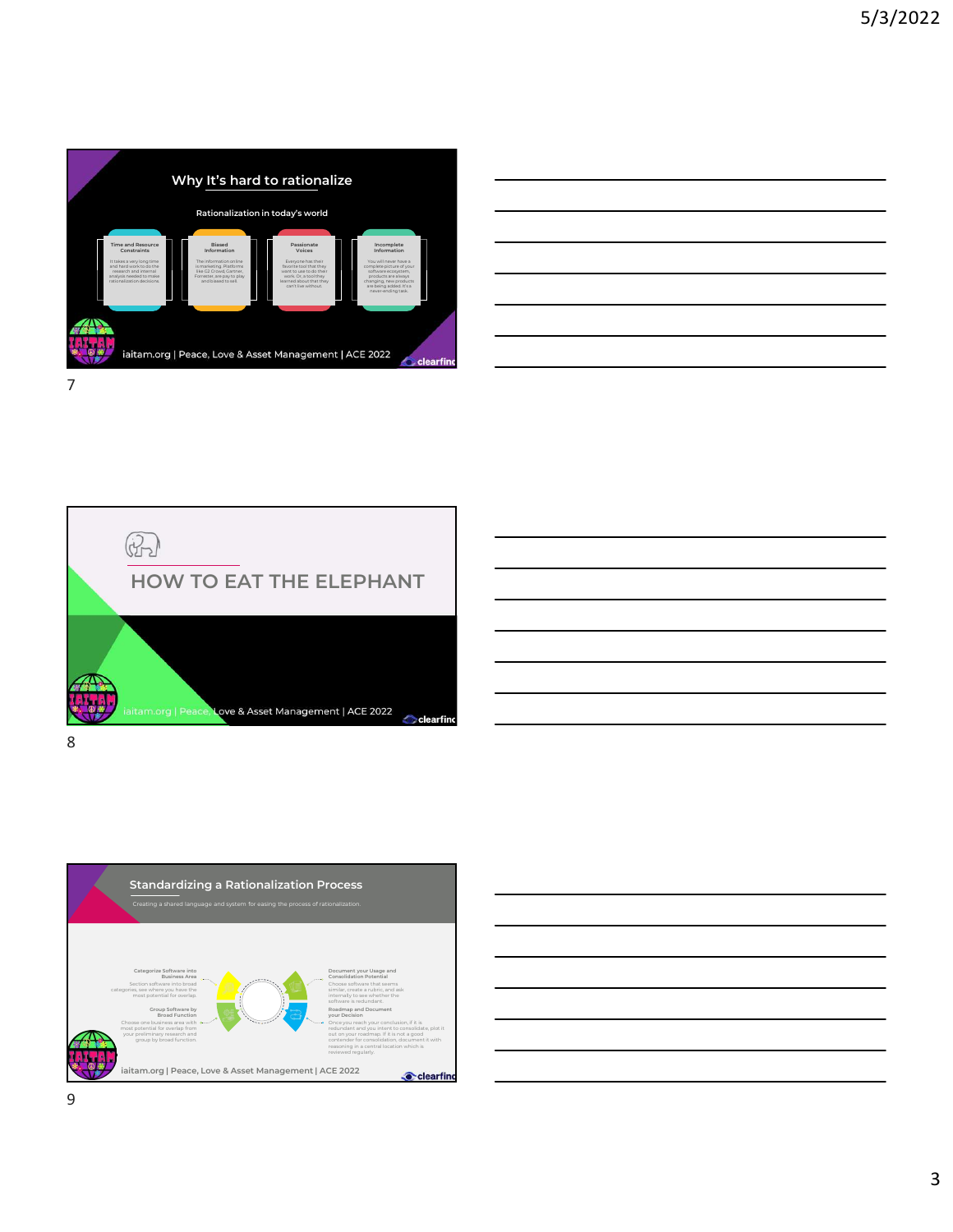## Why It's hard to rationalize

Rationalization in today's world

**Time and Resource Constraints**
It takes a very long time and hard work to do the research and internal analysis needed to make rationalization decisions.

**Biased Information**
The information online is marketing. Platforms like G2 Crowd, Gartner, Forrester, are pay to play and biased to sell.

**Passionate Voices**
Everyone has their favorite tool that they want to use to do their work. Or, a tool they learned about that they can't live without.

**Incomplete Information**
You will never have a complete picture of your software ecosystem, products are always changing, new products are being added. It's a never-ending task.

iaitam.org | Peace, Love & Asset Management | ACE 2022

## HOW TO EAT THE ELEPHANT

iaitam.org | Peace, Love & Asset Management | ACE 2022

## Standardizing a Rationalization Process

Creating a shared language and system for easing the process of rationalization.

**Categorize Software into Business Area**
Section software into broad categories, see where you have the most potential for overlap.

**Group Software by Broad Function**
Choose one business area with most potential for overlap from your preliminary research and group by broad function.

**Document your Usage and Consolidation Potential**
Choose software that seems similar, create a rubric, and ask internally to see whether the software is redundant.

**Roadmap and Document your Decision**
Once you reach your conclusion, if it is redundant and you intent to consolidate, plot it out on your roadmap. If it is not a good contender for consolidation, document it with reasoning in a central location which is reviewed regularly.

iaitam.org | Peace, Love & Asset Management | ACE 2022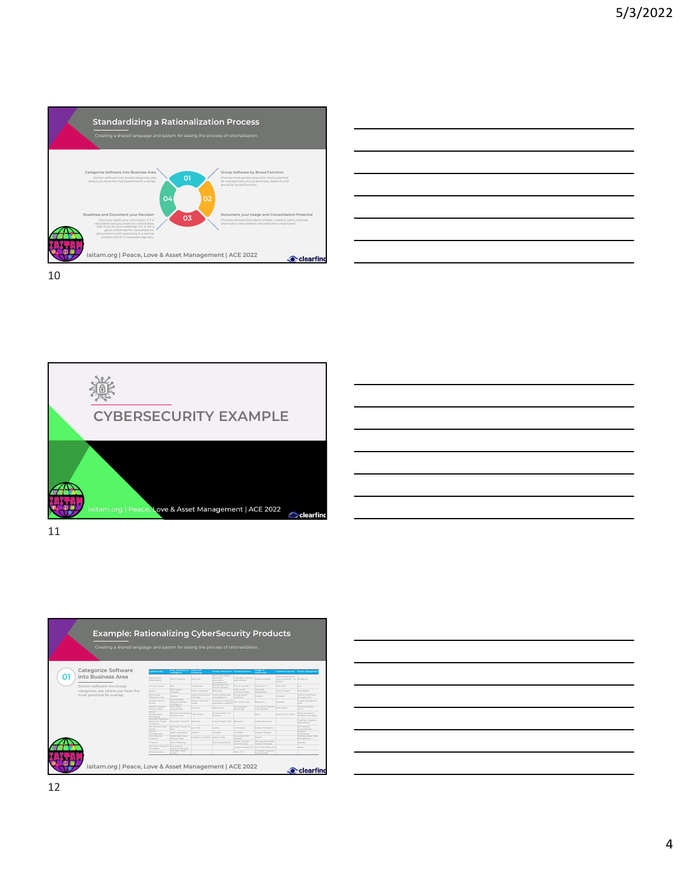## Standardizing a Rationalization Process

Creating a shared language and system for easing the process of rationalization.

**01 — Categorize Software into Business Area**
Section software into broad categories, see where you have the most potential for overlap.

**02 — Group Software by Broad Function**
Choose one business area with most potential for overlap from your preliminary research and group by broad function.

**03 — Document your Usage and Consolidation Potential**
Choose software that seems similar, create a rubric, and ask internally to see whether the software is redundant.

**04 — Roadmap and Document your Decision**
Once you reach your conclusion, if it is redundant and you intent to consolidate, plot it out on your roadmap. If it is not a good contender for consolidation, document it with reasoning in a central location which is reviewed regularly.

iaitam.org | Peace, Love & Asset Management | ACE 2022

## CYBERSECURITY EXAMPLE

iaitam.org | Peace, Love & Asset Management | ACE 2022

## Example: Rationalizing CyberSecurity Products

Creating a shared language and system for easing the process of rationalization.

**01 — Categorize Software into Business Area**
Section software into broad categories, see where you have the most potential for overlap.

iaitam.org | Peace, Love & Asset Management | ACE 2022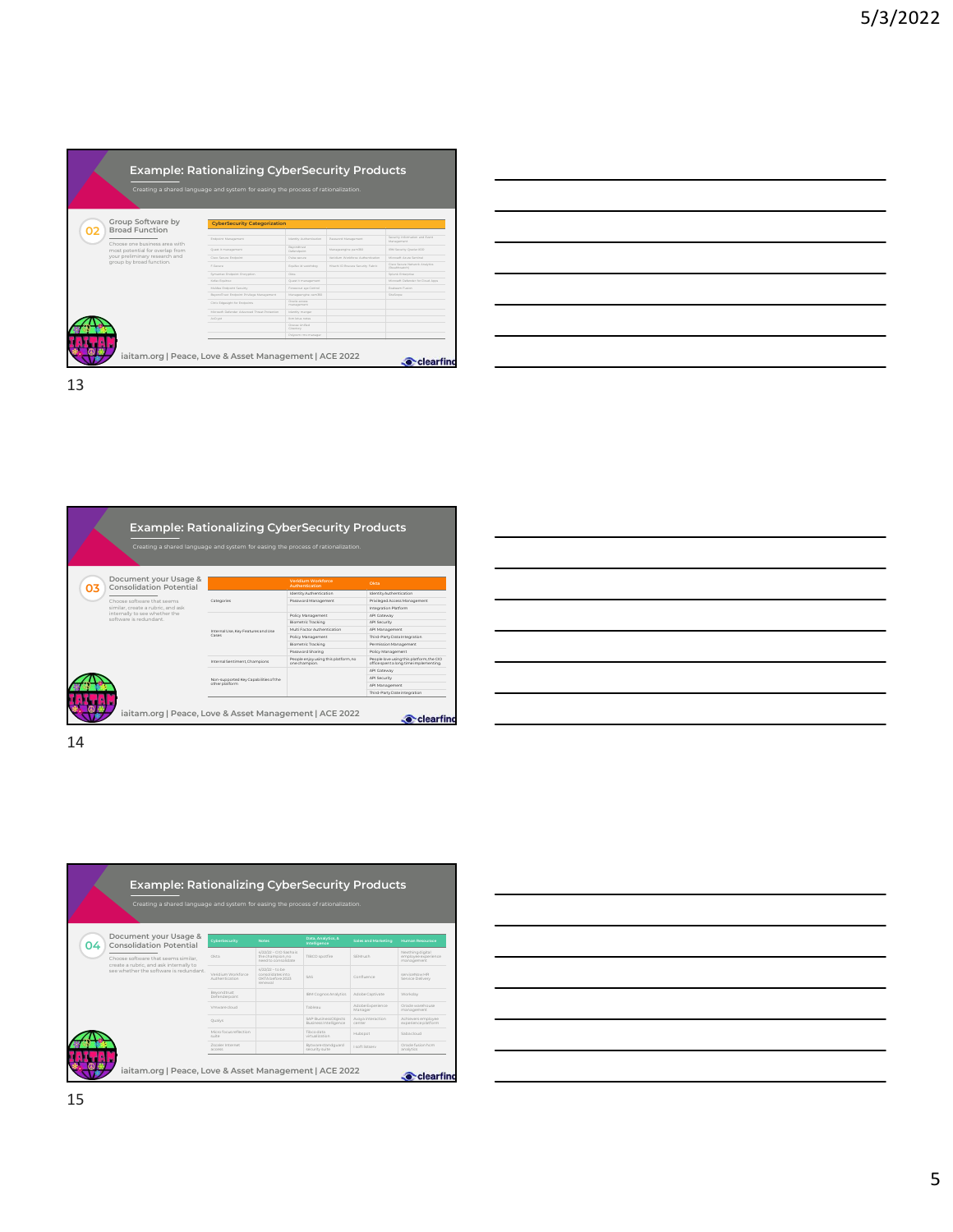## Example: Rationalizing CyberSecurity Products

Creating a shared language and system for easing the process of rationalization.

**02** Group Software by Broad Function

Choose one business area with most potential for overlap from your preliminary research and group by broad function.

CyberSecurity Categorization

iaitam.org | Peace, Love & Asset Management | ACE 2022

## Example: Rationalizing CyberSecurity Products

Creating a shared language and system for easing the process of rationalization.

**03** Document your Usage & Consolidation Potential

Choose software that seems similar, create a rubric, and ask internally to see whether the software is redundant.

| | Vendium Workforce Authentication | Okta |
|---|---|---|
| Categories | Identity Authentication | Identity Authentication |
| | Password Management | Privileged Access Management |
| | | Integration Platform |
| Internal Use, Key Features and Use Cases | Policy Management | API Gateway |
| | Biometric Tracking | API Security |
| | Multi Factor Authentication | API Management |
| | Policy Management | Third-Party Data Integration |
| | Biometric Tracking | Permission Management |
| | Password Sharing | Policy Management |
| Internal Sentiment, Champions | People enjoy using this platform, no one champion | People love using this platform, the CIO office spent a long time implementing. |
| Non-supported Key Capabilities of the other platform | | API Gateway |
| | | API Security |
| | | API Management |
| | | Third-Party Data Integration |

iaitam.org | Peace, Love & Asset Management | ACE 2022

## Example: Rationalizing CyberSecurity Products

Creating a shared language and system for easing the process of rationalization.

**04** Document your Usage & Consolidation Potential

Choose software that seems similar, create a rubric, and ask internally to see whether the software is redundant.

| CyberSecurity | Notes | Data, Analytics & Intelligence | Sales and Marketing | Human Resources |
|---|---|---|---|---|
| Okta | 4/2022 – CIO believes the champion, no need to consolidate | TIBCO Spotfire | SEMrush | NextThing digital employee experience management |
| Vendium Workforce Authentication | 4/22/20 – to be consolidated into OKTA before 2023 renewal | SAS | Confluence | ServiceNow HR Service Delivery |
| BeyondTrust Defendpoint | | IBM Cognos Analytics | Adobe Captivate | Workday |
| VMware cloud | | Tableau | Adobe Experience Manager | Oracle warehouse management |
| Qualys | | SAP BusinessObjects Business Intelligence | Avaya interaction center | Achievers employee experience platform |
| Micro Focus reflection suite | | Tibco data virtualization | HubSpot | Salesforce |
| Zscaler internet access | | Bytware standguard security suite | Lsoft listserv | Oracle fusion hcm analytics |

iaitam.org | Peace, Love & Asset Management | ACE 2022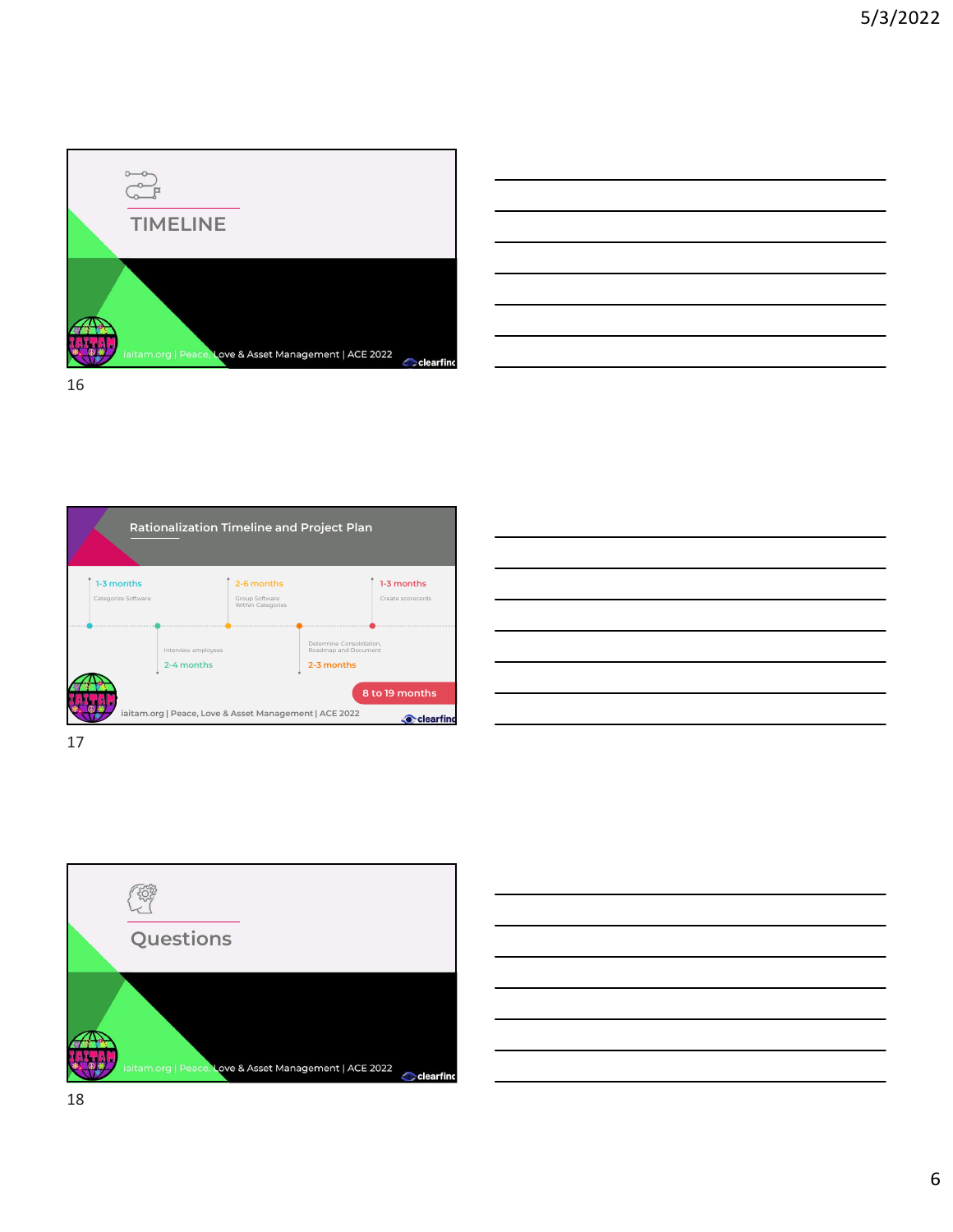# TIMELINE

iaitam.org | Peace, Love & Asset Management | ACE 2022

## Rationalization Timeline and Project Plan

1-3 months
Categorize Software

2-4 months
Interview employees

2-6 months
Group Software Within Categories

2-3 months
Determine Consolidation, Roadmap and Document

1-3 months
Create scorecards

8 to 19 months

iaitam.org | Peace, Love & Asset Management | ACE 2022

# Questions

iaitam.org | Peace, Love & Asset Management | ACE 2022